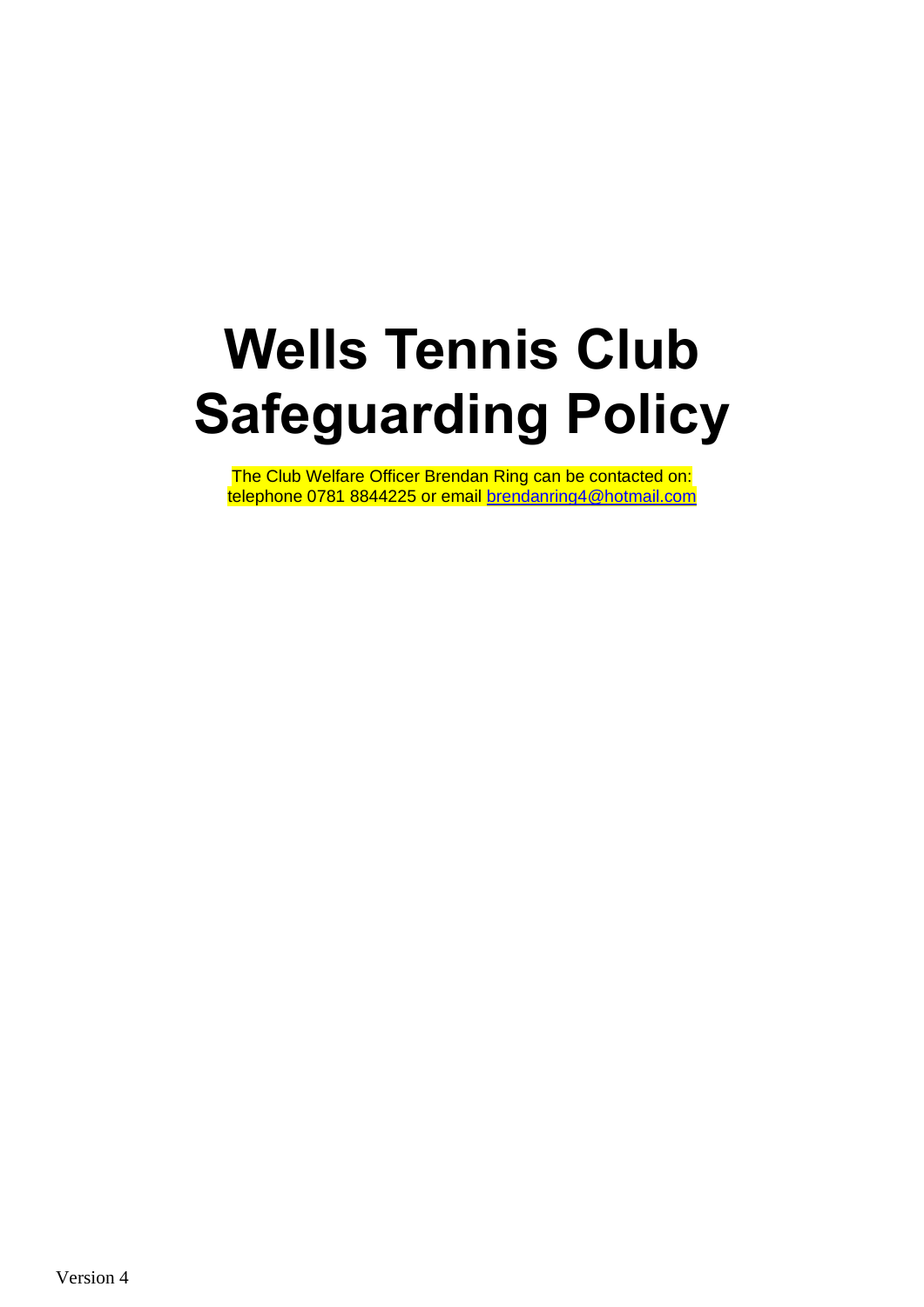# Wells Tennis Club Safeguarding Policy

The Club Welfare Officer Brendan Ring can be contacted on: telephone 0781 8844225 or email brendanring4@hotmail.com

Version 4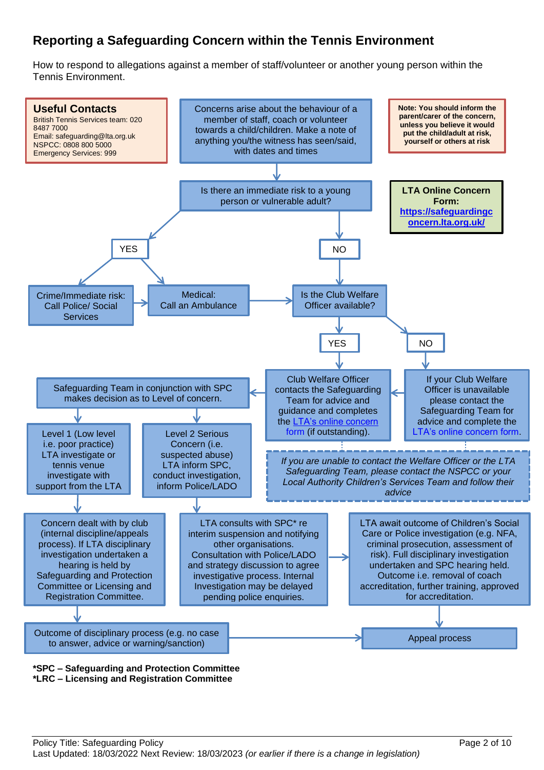# Reporting a Safeguarding Concern within the Tennis Environment

How to respond to allegations against a member of staff/volunteer or another young person within the Tennis Environment.

**Useful Contacts**
British Tennis Services team: 020 8487 7000
Email: safeguarding@lta.org.uk
NSPCC: 0808 800 5000
Emergency Services: 999

**Note: You should inform the parent/carer of the concern, unless you believe it would put the child/adult at risk, yourself or others at risk**

**LTA Online Concern Form: https://safeguardingconcern.lta.org.uk/**

Concerns arise about the behaviour of a member of staff, coach or volunteer towards a child/children. Make a note of anything you/the witness has seen/said, with dates and times

Is there an immediate risk to a young person or vulnerable adult?

- **YES**
  - Crime/Immediate risk: Call Police/ Social Services
  - Medical: Call an Ambulance
- **NO**
  - Is the Club Welfare Officer available?
    - **YES**: Club Welfare Officer contacts the Safeguarding Team for advice and guidance and completes the LTA's online concern form (if outstanding).
    - **NO**: If your Club Welfare Officer is unavailable please contact the Safeguarding Team for advice and complete the LTA's online concern form.

*If you are unable to contact the Welfare Officer or the LTA Safeguarding Team, please contact the NSPCC or your Local Authority Children's Services Team and follow their advice*

Safeguarding Team in conjunction with SPC makes decision as to Level of concern.

- Level 1 (Low level i.e. poor practice) LTA investigate or tennis venue investigate with support from the LTA
  - Concern dealt with by club (internal discipline/appeals process). If LTA disciplinary investigation undertaken a hearing is held by Safeguarding and Protection Committee or Licensing and Registration Committee.
  - Outcome of disciplinary process (e.g. no case to answer, advice or warning/sanction)
  - Appeal process
- Level 2 Serious Concern (i.e. suspected abuse) LTA inform SPC, conduct investigation, inform Police/LADO
  - LTA consults with SPC* re interim suspension and notifying other organisations. Consultation with Police/LADO and strategy discussion to agree investigative process. Internal Investigation may be delayed pending police enquiries.
  - LTA await outcome of Children's Social Care or Police investigation (e.g. NFA, criminal prosecution, assessment of risk). Full disciplinary investigation undertaken and SPC hearing held. Outcome i.e. removal of coach accreditation, further training, approved for accreditation.
  - Appeal process

**\*SPC – Safeguarding and Protection Committee**
**\*LRC – Licensing and Registration Committee**

Policy Title: Safeguarding Policy
Last Updated: 18/03/2022 Next Review: 18/03/2023 *(or earlier if there is a change in legislation)*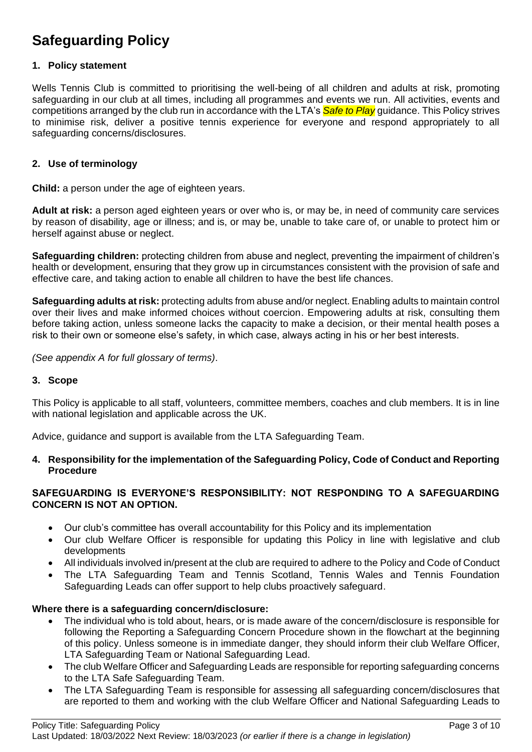# Safeguarding Policy

## 1. Policy statement

Wells Tennis Club is committed to prioritising the well-being of all children and adults at risk, promoting safeguarding in our club at all times, including all programmes and events we run. All activities, events and competitions arranged by the club run in accordance with the LTA's *Safe to Play* guidance. This Policy strives to minimise risk, deliver a positive tennis experience for everyone and respond appropriately to all safeguarding concerns/disclosures.

## 2. Use of terminology

**Child:** a person under the age of eighteen years.

**Adult at risk:** a person aged eighteen years or over who is, or may be, in need of community care services by reason of disability, age or illness; and is, or may be, unable to take care of, or unable to protect him or herself against abuse or neglect.

**Safeguarding children:** protecting children from abuse and neglect, preventing the impairment of children's health or development, ensuring that they grow up in circumstances consistent with the provision of safe and effective care, and taking action to enable all children to have the best life chances.

**Safeguarding adults at risk:** protecting adults from abuse and/or neglect. Enabling adults to maintain control over their lives and make informed choices without coercion. Empowering adults at risk, consulting them before taking action, unless someone lacks the capacity to make a decision, or their mental health poses a risk to their own or someone else's safety, in which case, always acting in his or her best interests.

*(See appendix A for full glossary of terms)*.

## 3. Scope

This Policy is applicable to all staff, volunteers, committee members, coaches and club members. It is in line with national legislation and applicable across the UK.

Advice, guidance and support is available from the LTA Safeguarding Team.

## 4. Responsibility for the implementation of the Safeguarding Policy, Code of Conduct and Reporting Procedure

**SAFEGUARDING IS EVERYONE'S RESPONSIBILITY: NOT RESPONDING TO A SAFEGUARDING CONCERN IS NOT AN OPTION.**

- Our club's committee has overall accountability for this Policy and its implementation
- Our club Welfare Officer is responsible for updating this Policy in line with legislative and club developments
- All individuals involved in/present at the club are required to adhere to the Policy and Code of Conduct
- The LTA Safeguarding Team and Tennis Scotland, Tennis Wales and Tennis Foundation Safeguarding Leads can offer support to help clubs proactively safeguard.

**Where there is a safeguarding concern/disclosure:**

- The individual who is told about, hears, or is made aware of the concern/disclosure is responsible for following the Reporting a Safeguarding Concern Procedure shown in the flowchart at the beginning of this policy. Unless someone is in immediate danger, they should inform their club Welfare Officer, LTA Safeguarding Team or National Safeguarding Lead.
- The club Welfare Officer and Safeguarding Leads are responsible for reporting safeguarding concerns to the LTA Safe Safeguarding Team.
- The LTA Safeguarding Team is responsible for assessing all safeguarding concern/disclosures that are reported to them and working with the club Welfare Officer and National Safeguarding Leads to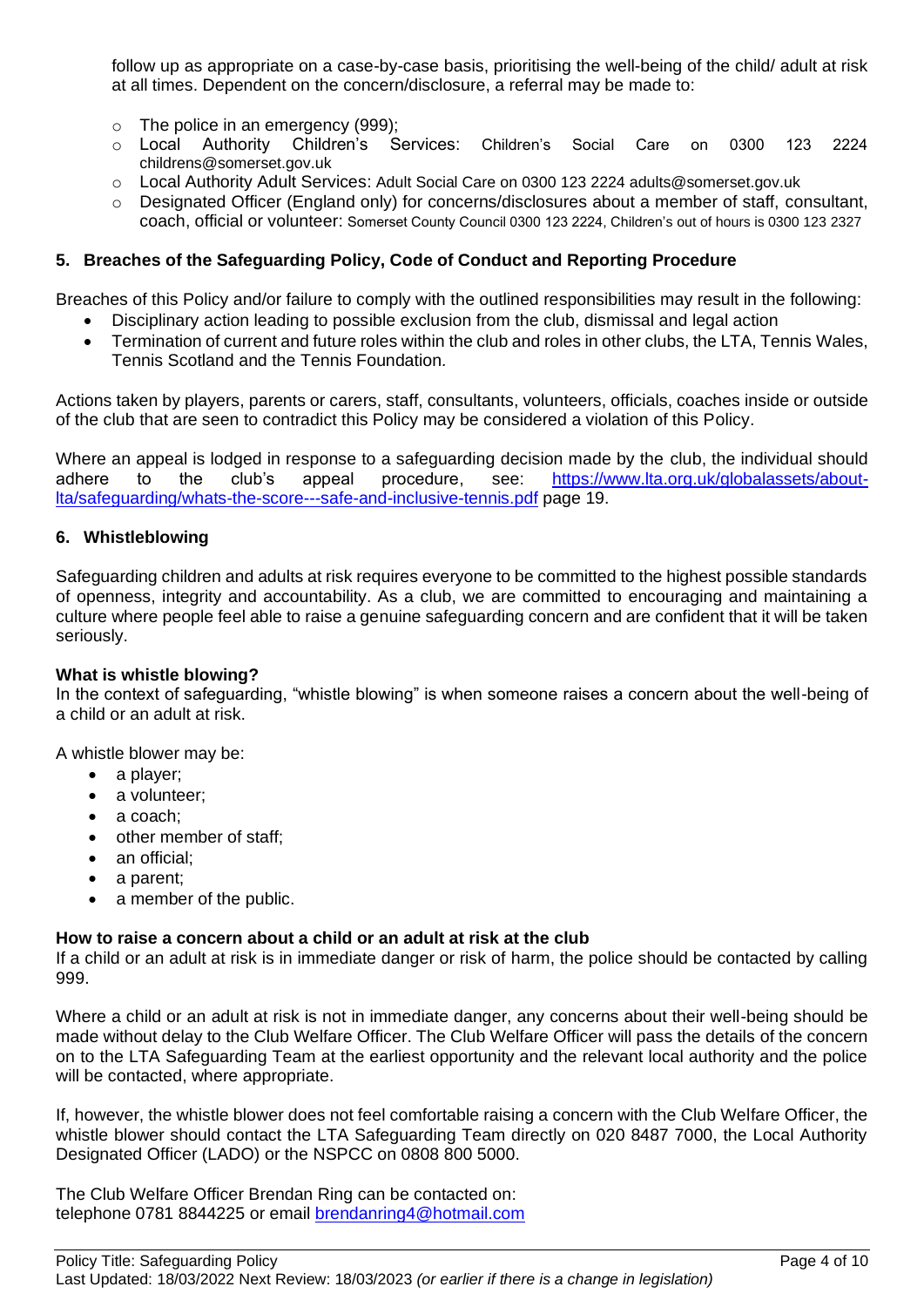follow up as appropriate on a case-by-case basis, prioritising the well-being of the child/ adult at risk at all times. Dependent on the concern/disclosure, a referral may be made to:

- The police in an emergency (999);
- Local Authority Children's Services: Children's Social Care on 0300 123 2224 childrens@somerset.gov.uk
- Local Authority Adult Services: Adult Social Care on 0300 123 2224 adults@somerset.gov.uk
- Designated Officer (England only) for concerns/disclosures about a member of staff, consultant, coach, official or volunteer: Somerset County Council 0300 123 2224, Children's out of hours is 0300 123 2327

## 5. Breaches of the Safeguarding Policy, Code of Conduct and Reporting Procedure

Breaches of this Policy and/or failure to comply with the outlined responsibilities may result in the following:

- Disciplinary action leading to possible exclusion from the club, dismissal and legal action
- Termination of current and future roles within the club and roles in other clubs, the LTA, Tennis Wales, Tennis Scotland and the Tennis Foundation.

Actions taken by players, parents or carers, staff, consultants, volunteers, officials, coaches inside or outside of the club that are seen to contradict this Policy may be considered a violation of this Policy.

Where an appeal is lodged in response to a safeguarding decision made by the club, the individual should adhere to the club's appeal procedure, see: [https://www.lta.org.uk/globalassets/about-lta/safeguarding/whats-the-score---safe-and-inclusive-tennis.pdf](https://www.lta.org.uk/globalassets/about-lta/safeguarding/whats-the-score---safe-and-inclusive-tennis.pdf) page 19.

## 6. Whistleblowing

Safeguarding children and adults at risk requires everyone to be committed to the highest possible standards of openness, integrity and accountability. As a club, we are committed to encouraging and maintaining a culture where people feel able to raise a genuine safeguarding concern and are confident that it will be taken seriously.

### What is whistle blowing?

In the context of safeguarding, "whistle blowing" is when someone raises a concern about the well-being of a child or an adult at risk.

A whistle blower may be:

- a player;
- a volunteer;
- a coach;
- other member of staff;
- an official;
- a parent;
- a member of the public.

### How to raise a concern about a child or an adult at risk at the club

If a child or an adult at risk is in immediate danger or risk of harm, the police should be contacted by calling 999.

Where a child or an adult at risk is not in immediate danger, any concerns about their well-being should be made without delay to the Club Welfare Officer. The Club Welfare Officer will pass the details of the concern on to the LTA Safeguarding Team at the earliest opportunity and the relevant local authority and the police will be contacted, where appropriate.

If, however, the whistle blower does not feel comfortable raising a concern with the Club Welfare Officer, the whistle blower should contact the LTA Safeguarding Team directly on 020 8487 7000, the Local Authority Designated Officer (LADO) or the NSPCC on 0808 800 5000.

The Club Welfare Officer Brendan Ring can be contacted on:
telephone 0781 8844225 or email [brendanring4@hotmail.com](mailto:brendanring4@hotmail.com)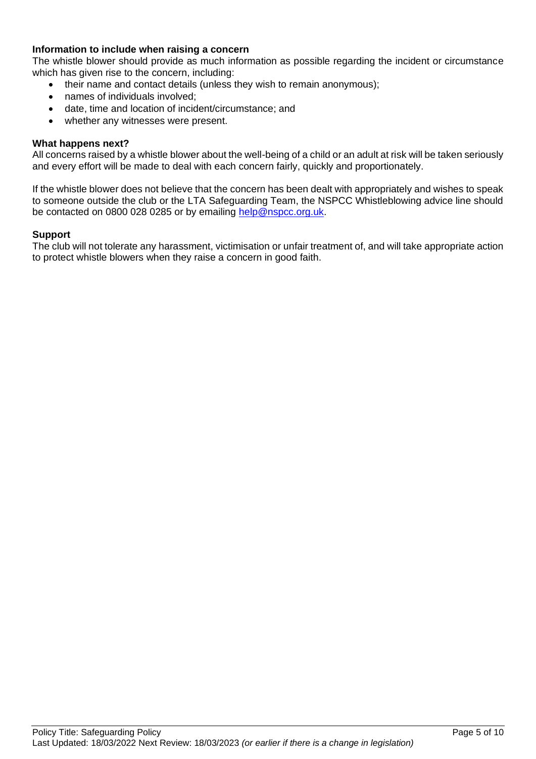**Information to include when raising a concern**

The whistle blower should provide as much information as possible regarding the incident or circumstance which has given rise to the concern, including:

- their name and contact details (unless they wish to remain anonymous);
- names of individuals involved;
- date, time and location of incident/circumstance; and
- whether any witnesses were present.

**What happens next?**

All concerns raised by a whistle blower about the well-being of a child or an adult at risk will be taken seriously and every effort will be made to deal with each concern fairly, quickly and proportionately.

If the whistle blower does not believe that the concern has been dealt with appropriately and wishes to speak to someone outside the club or the LTA Safeguarding Team, the NSPCC Whistleblowing advice line should be contacted on 0800 028 0285 or by emailing help@nspcc.org.uk.

**Support**

The club will not tolerate any harassment, victimisation or unfair treatment of, and will take appropriate action to protect whistle blowers when they raise a concern in good faith.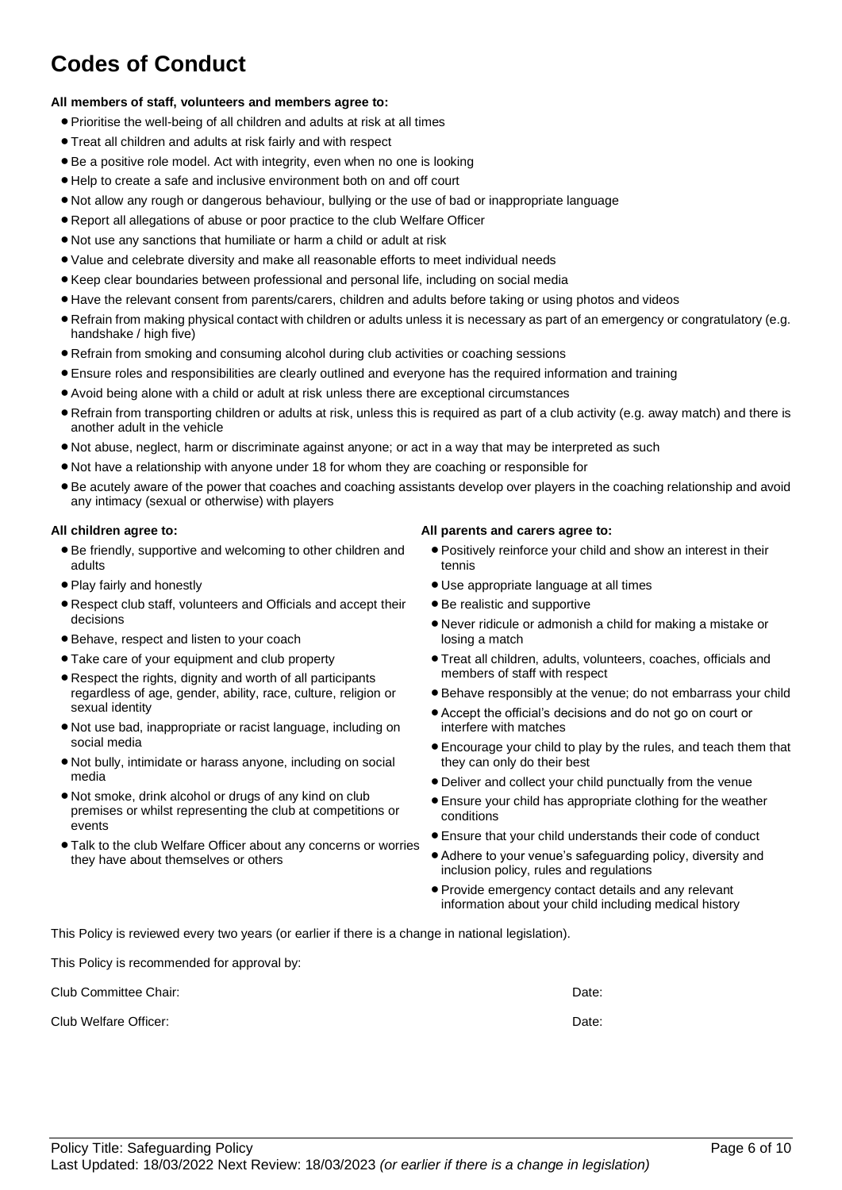# Codes of Conduct

**All members of staff, volunteers and members agree to:**

- Prioritise the well-being of all children and adults at risk at all times
- Treat all children and adults at risk fairly and with respect
- Be a positive role model. Act with integrity, even when no one is looking
- Help to create a safe and inclusive environment both on and off court
- Not allow any rough or dangerous behaviour, bullying or the use of bad or inappropriate language
- Report all allegations of abuse or poor practice to the club Welfare Officer
- Not use any sanctions that humiliate or harm a child or adult at risk
- Value and celebrate diversity and make all reasonable efforts to meet individual needs
- Keep clear boundaries between professional and personal life, including on social media
- Have the relevant consent from parents/carers, children and adults before taking or using photos and videos
- Refrain from making physical contact with children or adults unless it is necessary as part of an emergency or congratulatory (e.g. handshake / high five)
- Refrain from smoking and consuming alcohol during club activities or coaching sessions
- Ensure roles and responsibilities are clearly outlined and everyone has the required information and training
- Avoid being alone with a child or adult at risk unless there are exceptional circumstances
- Refrain from transporting children or adults at risk, unless this is required as part of a club activity (e.g. away match) and there is another adult in the vehicle
- Not abuse, neglect, harm or discriminate against anyone; or act in a way that may be interpreted as such
- Not have a relationship with anyone under 18 for whom they are coaching or responsible for
- Be acutely aware of the power that coaches and coaching assistants develop over players in the coaching relationship and avoid any intimacy (sexual or otherwise) with players

**All children agree to:**

- Be friendly, supportive and welcoming to other children and adults
- Play fairly and honestly
- Respect club staff, volunteers and Officials and accept their decisions
- Behave, respect and listen to your coach
- Take care of your equipment and club property
- Respect the rights, dignity and worth of all participants regardless of age, gender, ability, race, culture, religion or sexual identity
- Not use bad, inappropriate or racist language, including on social media
- Not bully, intimidate or harass anyone, including on social media
- Not smoke, drink alcohol or drugs of any kind on club premises or whilst representing the club at competitions or events
- Talk to the club Welfare Officer about any concerns or worries they have about themselves or others

**All parents and carers agree to:**

- Positively reinforce your child and show an interest in their tennis
- Use appropriate language at all times
- Be realistic and supportive
- Never ridicule or admonish a child for making a mistake or losing a match
- Treat all children, adults, volunteers, coaches, officials and members of staff with respect
- Behave responsibly at the venue; do not embarrass your child
- Accept the official's decisions and do not go on court or interfere with matches
- Encourage your child to play by the rules, and teach them that they can only do their best
- Deliver and collect your child punctually from the venue
- Ensure your child has appropriate clothing for the weather conditions
- Ensure that your child understands their code of conduct
- Adhere to your venue's safeguarding policy, diversity and inclusion policy, rules and regulations
- Provide emergency contact details and any relevant information about your child including medical history

This Policy is reviewed every two years (or earlier if there is a change in national legislation).

This Policy is recommended for approval by:

Club Committee Chair: Date:

Club Welfare Officer: Date: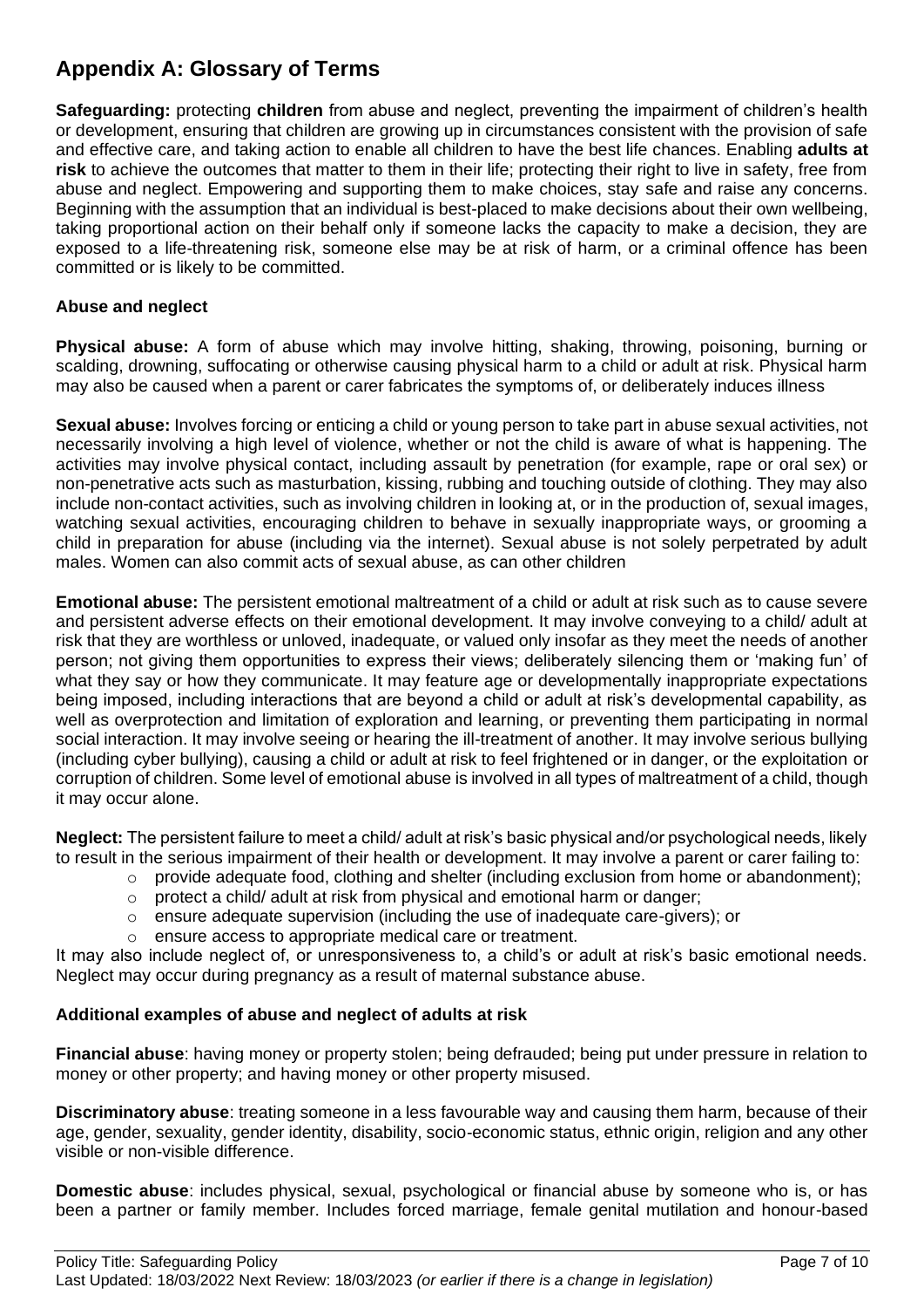# Appendix A: Glossary of Terms

**Safeguarding:** protecting **children** from abuse and neglect, preventing the impairment of children's health or development, ensuring that children are growing up in circumstances consistent with the provision of safe and effective care, and taking action to enable all children to have the best life chances. Enabling **adults at risk** to achieve the outcomes that matter to them in their life; protecting their right to live in safety, free from abuse and neglect. Empowering and supporting them to make choices, stay safe and raise any concerns. Beginning with the assumption that an individual is best-placed to make decisions about their own wellbeing, taking proportional action on their behalf only if someone lacks the capacity to make a decision, they are exposed to a life-threatening risk, someone else may be at risk of harm, or a criminal offence has been committed or is likely to be committed.

### Abuse and neglect

**Physical abuse:** A form of abuse which may involve hitting, shaking, throwing, poisoning, burning or scalding, drowning, suffocating or otherwise causing physical harm to a child or adult at risk. Physical harm may also be caused when a parent or carer fabricates the symptoms of, or deliberately induces illness

**Sexual abuse:** Involves forcing or enticing a child or young person to take part in abuse sexual activities, not necessarily involving a high level of violence, whether or not the child is aware of what is happening. The activities may involve physical contact, including assault by penetration (for example, rape or oral sex) or non-penetrative acts such as masturbation, kissing, rubbing and touching outside of clothing. They may also include non-contact activities, such as involving children in looking at, or in the production of, sexual images, watching sexual activities, encouraging children to behave in sexually inappropriate ways, or grooming a child in preparation for abuse (including via the internet). Sexual abuse is not solely perpetrated by adult males. Women can also commit acts of sexual abuse, as can other children

**Emotional abuse:** The persistent emotional maltreatment of a child or adult at risk such as to cause severe and persistent adverse effects on their emotional development. It may involve conveying to a child/ adult at risk that they are worthless or unloved, inadequate, or valued only insofar as they meet the needs of another person; not giving them opportunities to express their views; deliberately silencing them or 'making fun' of what they say or how they communicate. It may feature age or developmentally inappropriate expectations being imposed, including interactions that are beyond a child or adult at risk's developmental capability, as well as overprotection and limitation of exploration and learning, or preventing them participating in normal social interaction. It may involve seeing or hearing the ill-treatment of another. It may involve serious bullying (including cyber bullying), causing a child or adult at risk to feel frightened or in danger, or the exploitation or corruption of children. Some level of emotional abuse is involved in all types of maltreatment of a child, though it may occur alone.

**Neglect:** The persistent failure to meet a child/ adult at risk's basic physical and/or psychological needs, likely to result in the serious impairment of their health or development. It may involve a parent or carer failing to:

- provide adequate food, clothing and shelter (including exclusion from home or abandonment);
- protect a child/ adult at risk from physical and emotional harm or danger;
- ensure adequate supervision (including the use of inadequate care-givers); or
- ensure access to appropriate medical care or treatment.

It may also include neglect of, or unresponsiveness to, a child's or adult at risk's basic emotional needs. Neglect may occur during pregnancy as a result of maternal substance abuse.

### Additional examples of abuse and neglect of adults at risk

**Financial abuse**: having money or property stolen; being defrauded; being put under pressure in relation to money or other property; and having money or other property misused.

**Discriminatory abuse**: treating someone in a less favourable way and causing them harm, because of their age, gender, sexuality, gender identity, disability, socio-economic status, ethnic origin, religion and any other visible or non-visible difference.

**Domestic abuse**: includes physical, sexual, psychological or financial abuse by someone who is, or has been a partner or family member. Includes forced marriage, female genital mutilation and honour-based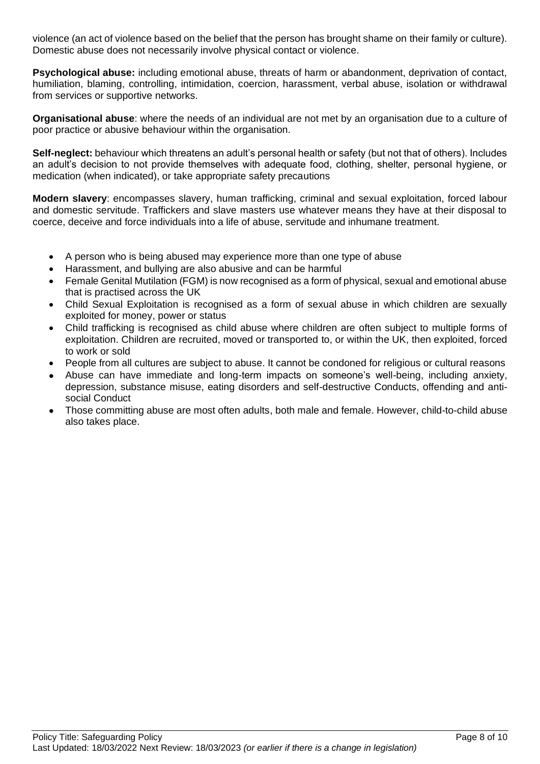violence (an act of violence based on the belief that the person has brought shame on their family or culture). Domestic abuse does not necessarily involve physical contact or violence.

**Psychological abuse:** including emotional abuse, threats of harm or abandonment, deprivation of contact, humiliation, blaming, controlling, intimidation, coercion, harassment, verbal abuse, isolation or withdrawal from services or supportive networks.

**Organisational abuse**: where the needs of an individual are not met by an organisation due to a culture of poor practice or abusive behaviour within the organisation.

**Self-neglect:** behaviour which threatens an adult's personal health or safety (but not that of others). Includes an adult's decision to not provide themselves with adequate food, clothing, shelter, personal hygiene, or medication (when indicated), or take appropriate safety precautions

**Modern slavery**: encompasses slavery, human trafficking, criminal and sexual exploitation, forced labour and domestic servitude. Traffickers and slave masters use whatever means they have at their disposal to coerce, deceive and force individuals into a life of abuse, servitude and inhumane treatment.

- A person who is being abused may experience more than one type of abuse
- Harassment, and bullying are also abusive and can be harmful
- Female Genital Mutilation (FGM) is now recognised as a form of physical, sexual and emotional abuse that is practised across the UK
- Child Sexual Exploitation is recognised as a form of sexual abuse in which children are sexually exploited for money, power or status
- Child trafficking is recognised as child abuse where children are often subject to multiple forms of exploitation. Children are recruited, moved or transported to, or within the UK, then exploited, forced to work or sold
- People from all cultures are subject to abuse. It cannot be condoned for religious or cultural reasons
- Abuse can have immediate and long-term impacts on someone's well-being, including anxiety, depression, substance misuse, eating disorders and self-destructive Conducts, offending and anti-social Conduct
- Those committing abuse are most often adults, both male and female. However, child-to-child abuse also takes place.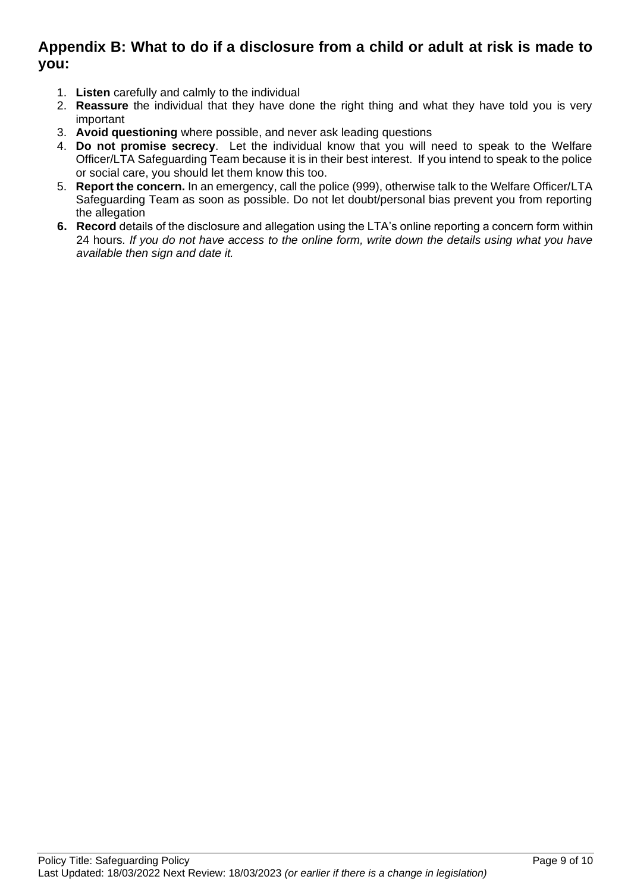## Appendix B: What to do if a disclosure from a child or adult at risk is made to you:

1. **Listen** carefully and calmly to the individual
2. **Reassure** the individual that they have done the right thing and what they have told you is very important
3. **Avoid questioning** where possible, and never ask leading questions
4. **Do not promise secrecy**. Let the individual know that you will need to speak to the Welfare Officer/LTA Safeguarding Team because it is in their best interest. If you intend to speak to the police or social care, you should let them know this too.
5. **Report the concern.** In an emergency, call the police (999), otherwise talk to the Welfare Officer/LTA Safeguarding Team as soon as possible. Do not let doubt/personal bias prevent you from reporting the allegation
6. **Record** details of the disclosure and allegation using the LTA's online reporting a concern form within 24 hours. *If you do not have access to the online form, write down the details using what you have available then sign and date it.*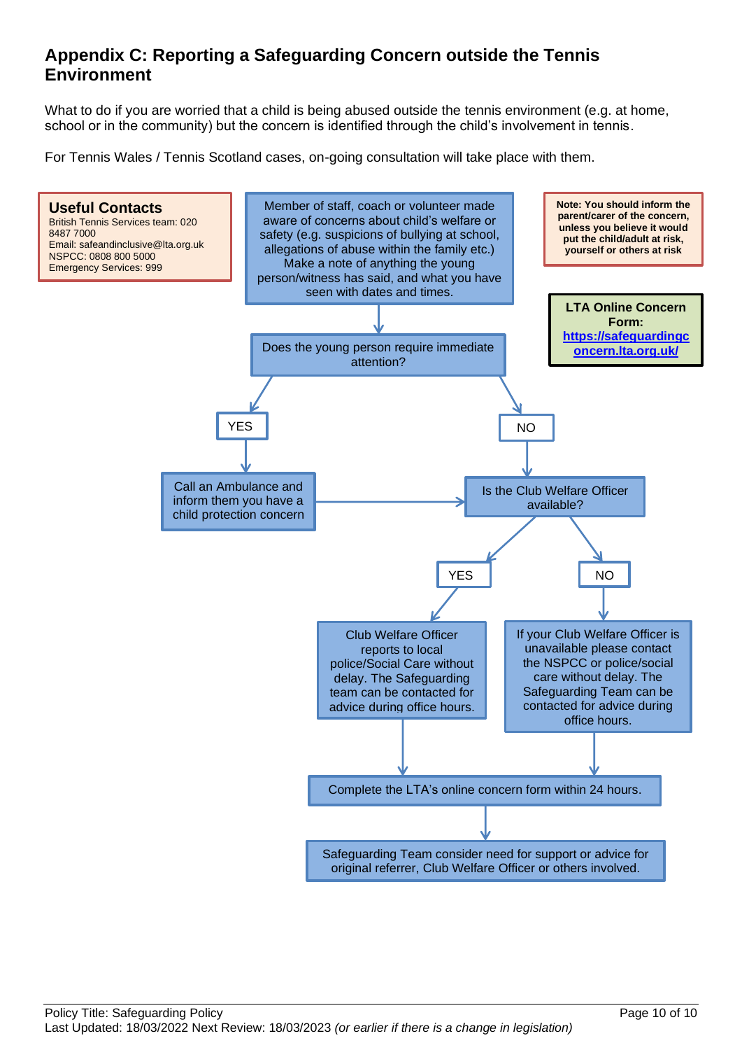## Appendix C: Reporting a Safeguarding Concern outside the Tennis Environment

What to do if you are worried that a child is being abused outside the tennis environment (e.g. at home, school or in the community) but the concern is identified through the child's involvement in tennis.

For Tennis Wales / Tennis Scotland cases, on-going consultation will take place with them.

**Useful Contacts**
British Tennis Services team: 020 8487 7000
Email: safeandinclusive@lta.org.uk
NSPCC: 0808 800 5000
Emergency Services: 999

**Note: You should inform the parent/carer of the concern, unless you believe it would put the child/adult at risk, yourself or others at risk**

**LTA Online Concern Form: https://safeguardingconcern.lta.org.uk/**

Member of staff, coach or volunteer made aware of concerns about child's welfare or safety (e.g. suspicions of bullying at school, allegations of abuse within the family etc.) Make a note of anything the young person/witness has said, and what you have seen with dates and times.

Does the young person require immediate attention?

YES

Call an Ambulance and inform them you have a child protection concern

NO

Is the Club Welfare Officer available?

YES

Club Welfare Officer reports to local police/Social Care without delay. The Safeguarding team can be contacted for advice during office hours.

NO

If your Club Welfare Officer is unavailable please contact the NSPCC or police/social care without delay. The Safeguarding Team can be contacted for advice during office hours.

Complete the LTA's online concern form within 24 hours.

Safeguarding Team consider need for support or advice for original referrer, Club Welfare Officer or others involved.

Policy Title: Safeguarding Policy
Last Updated: 18/03/2022 Next Review: 18/03/2023 *(or earlier if there is a change in legislation)*